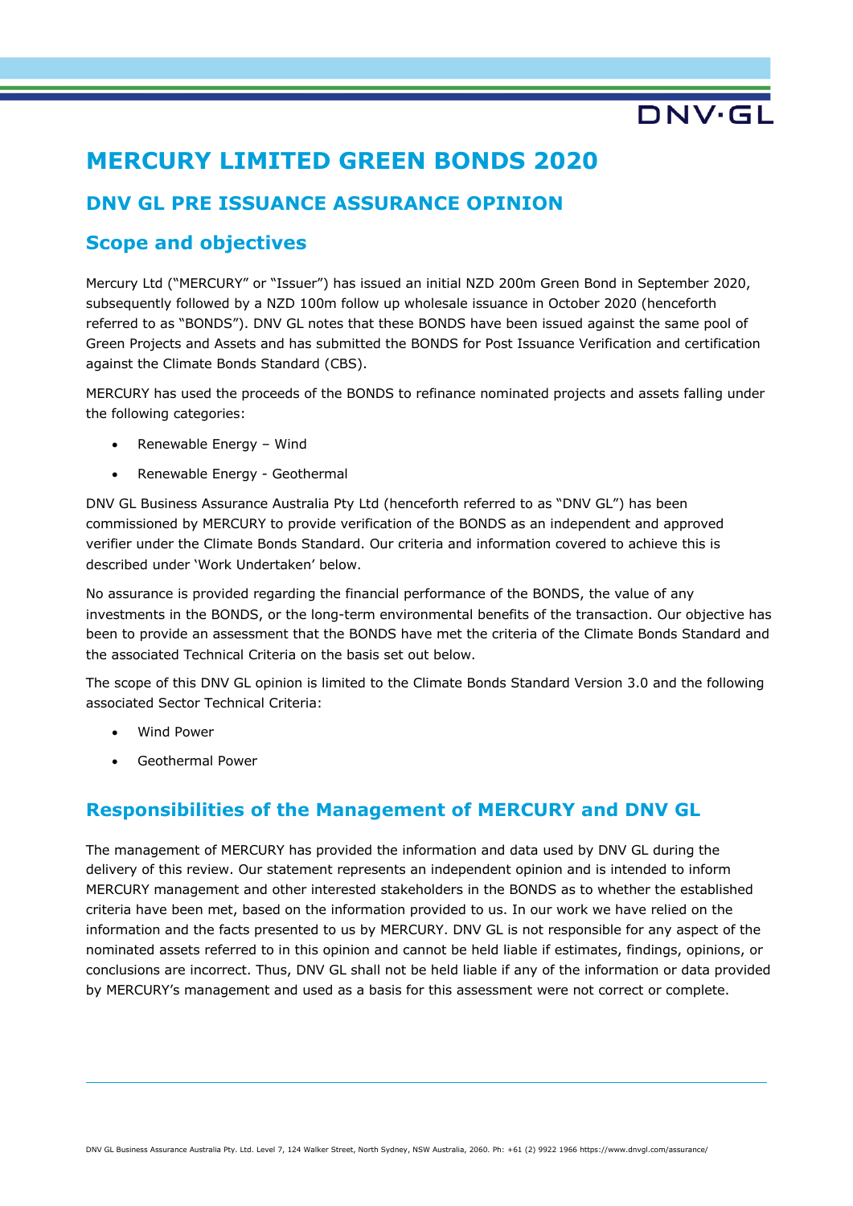# MERCURY LIMITED GREEN BONDS 2020

## DNV GL PRE ISSUANCE ASSURANCE OPINION

## Scope and objectives

Mercury Ltd ("MERCURY" or "Issuer") has issued an initial NZD 200m Green Bond in September 2020, subsequently followed by a NZD 100m follow up wholesale issuance in October 2020 (henceforth referred to as "BONDS"). DNV GL notes that these BONDS have been issued against the same pool of Green Projects and Assets and has submitted the BONDS for Post Issuance Verification and certification against the Climate Bonds Standard (CBS).

MERCURY has used the proceeds of the BONDS to refinance nominated projects and assets falling under the following categories:

- Renewable Energy – Wind
- Renewable Energy - Geothermal

DNV GL Business Assurance Australia Pty Ltd (henceforth referred to as "DNV GL") has been commissioned by MERCURY to provide verification of the BONDS as an independent and approved verifier under the Climate Bonds Standard. Our criteria and information covered to achieve this is described under 'Work Undertaken' below.

No assurance is provided regarding the financial performance of the BONDS, the value of any investments in the BONDS, or the long-term environmental benefits of the transaction. Our objective has been to provide an assessment that the BONDS have met the criteria of the Climate Bonds Standard and the associated Technical Criteria on the basis set out below.

The scope of this DNV GL opinion is limited to the Climate Bonds Standard Version 3.0 and the following associated Sector Technical Criteria:

- Wind Power
- Geothermal Power

## Responsibilities of the Management of MERCURY and DNV GL

The management of MERCURY has provided the information and data used by DNV GL during the delivery of this review. Our statement represents an independent opinion and is intended to inform MERCURY management and other interested stakeholders in the BONDS as to whether the established criteria have been met, based on the information provided to us. In our work we have relied on the information and the facts presented to us by MERCURY. DNV GL is not responsible for any aspect of the nominated assets referred to in this opinion and cannot be held liable if estimates, findings, opinions, or conclusions are incorrect. Thus, DNV GL shall not be held liable if any of the information or data provided by MERCURY's management and used as a basis for this assessment were not correct or complete.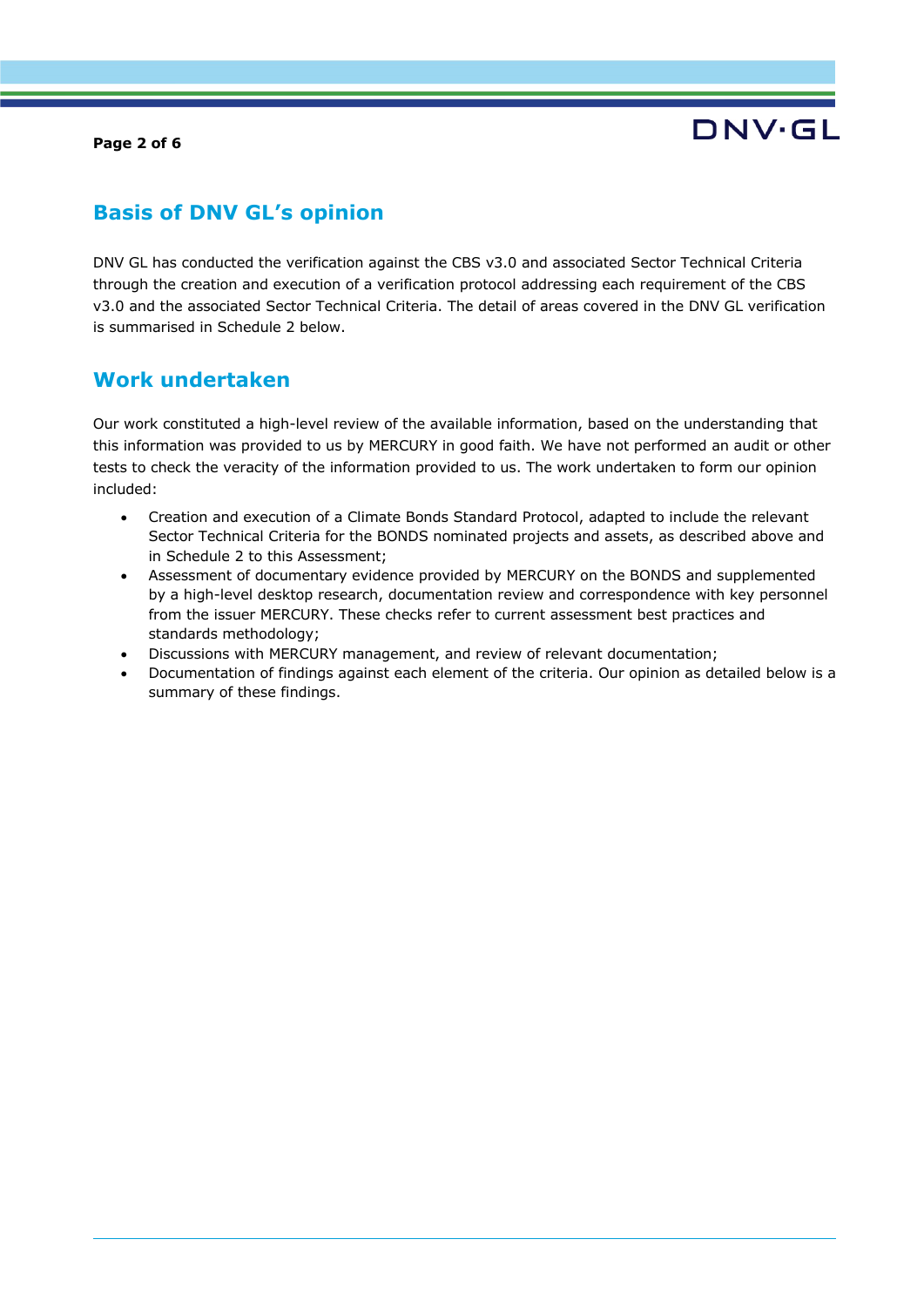## Basis of DNV GL's opinion

DNV GL has conducted the verification against the CBS v3.0 and associated Sector Technical Criteria through the creation and execution of a verification protocol addressing each requirement of the CBS v3.0 and the associated Sector Technical Criteria. The detail of areas covered in the DNV GL verification is summarised in Schedule 2 below.

## Work undertaken

Our work constituted a high-level review of the available information, based on the understanding that this information was provided to us by MERCURY in good faith. We have not performed an audit or other tests to check the veracity of the information provided to us. The work undertaken to form our opinion included:

- Creation and execution of a Climate Bonds Standard Protocol, adapted to include the relevant Sector Technical Criteria for the BONDS nominated projects and assets, as described above and in Schedule 2 to this Assessment;
- Assessment of documentary evidence provided by MERCURY on the BONDS and supplemented by a high-level desktop research, documentation review and correspondence with key personnel from the issuer MERCURY. These checks refer to current assessment best practices and standards methodology;
- Discussions with MERCURY management, and review of relevant documentation;
- Documentation of findings against each element of the criteria. Our opinion as detailed below is a summary of these findings.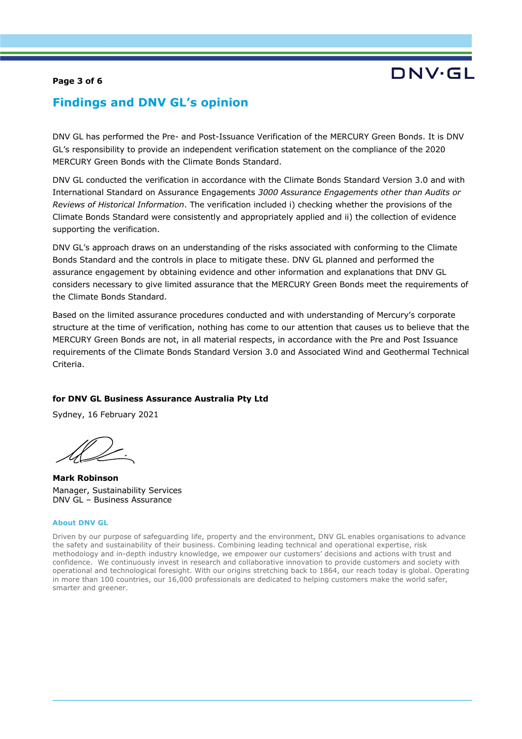## Findings and DNV GL's opinion

DNV GL has performed the Pre- and Post-Issuance Verification of the MERCURY Green Bonds. It is DNV GL's responsibility to provide an independent verification statement on the compliance of the 2020 MERCURY Green Bonds with the Climate Bonds Standard.

DNV GL conducted the verification in accordance with the Climate Bonds Standard Version 3.0 and with International Standard on Assurance Engagements *3000 Assurance Engagements other than Audits or Reviews of Historical Information*. The verification included i) checking whether the provisions of the Climate Bonds Standard were consistently and appropriately applied and ii) the collection of evidence supporting the verification.

DNV GL's approach draws on an understanding of the risks associated with conforming to the Climate Bonds Standard and the controls in place to mitigate these. DNV GL planned and performed the assurance engagement by obtaining evidence and other information and explanations that DNV GL considers necessary to give limited assurance that the MERCURY Green Bonds meet the requirements of the Climate Bonds Standard.

Based on the limited assurance procedures conducted and with understanding of Mercury's corporate structure at the time of verification, nothing has come to our attention that causes us to believe that the MERCURY Green Bonds are not, in all material respects, in accordance with the Pre and Post Issuance requirements of the Climate Bonds Standard Version 3.0 and Associated Wind and Geothermal Technical Criteria.

**for DNV GL Business Assurance Australia Pty Ltd**

Sydney, 16 February 2021

**Mark Robinson**
Manager, Sustainability Services
DNV GL – Business Assurance

**About DNV GL**

Driven by our purpose of safeguarding life, property and the environment, DNV GL enables organisations to advance the safety and sustainability of their business. Combining leading technical and operational expertise, risk methodology and in-depth industry knowledge, we empower our customers' decisions and actions with trust and confidence. We continuously invest in research and collaborative innovation to provide customers and society with operational and technological foresight. With our origins stretching back to 1864, our reach today is global. Operating in more than 100 countries, our 16,000 professionals are dedicated to helping customers make the world safer, smarter and greener.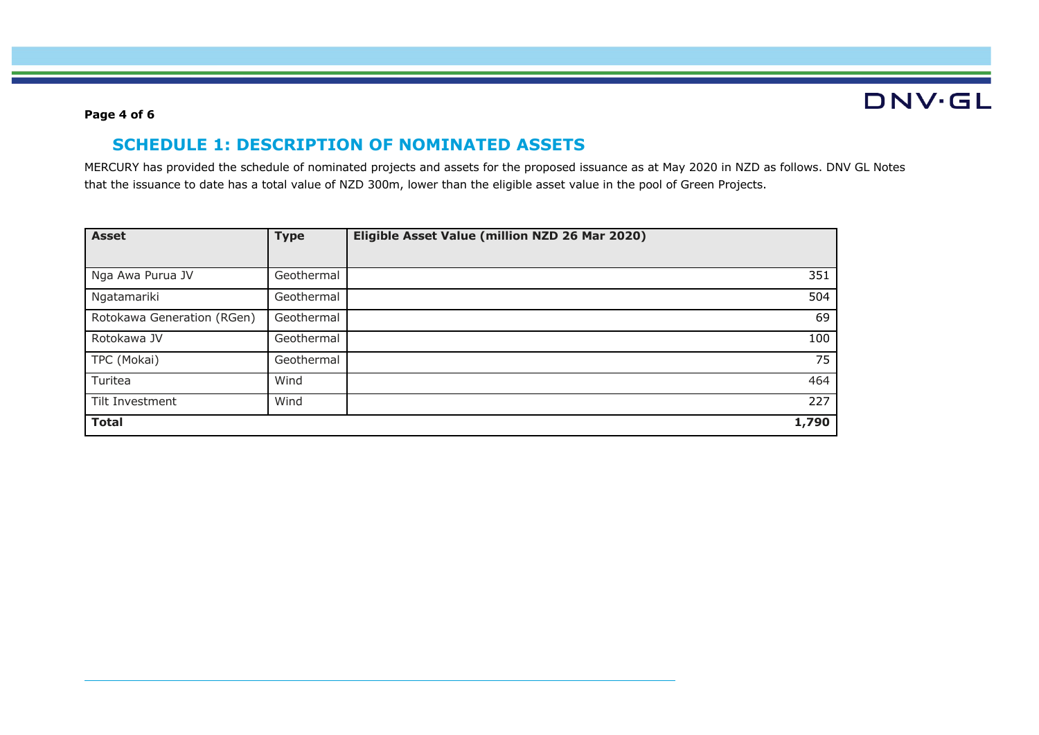## SCHEDULE 1: DESCRIPTION OF NOMINATED ASSETS

MERCURY has provided the schedule of nominated projects and assets for the proposed issuance as at May 2020 in NZD as follows. DNV GL Notes that the issuance to date has a total value of NZD 300m, lower than the eligible asset value in the pool of Green Projects.

| **Asset** | **Type** | **Eligible Asset Value (million NZD 26 Mar 2020)** |
|---|---|---:|
| Nga Awa Purua JV | Geothermal | 351 |
| Ngatamariki | Geothermal | 504 |
| Rotokawa Generation (RGen) | Geothermal | 69 |
| Rotokawa JV | Geothermal | 100 |
| TPC (Mokai) | Geothermal | 75 |
| Turitea | Wind | 464 |
| Tilt Investment | Wind | 227 |
| **Total** | | **1,790** |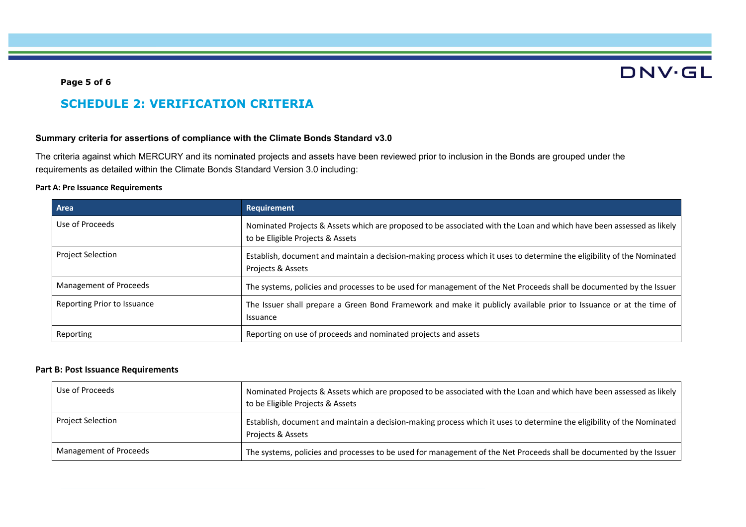## SCHEDULE 2: VERIFICATION CRITERIA

**Summary criteria for assertions of compliance with the Climate Bonds Standard v3.0**

The criteria against which MERCURY and its nominated projects and assets have been reviewed prior to inclusion in the Bonds are grouped under the requirements as detailed within the Climate Bonds Standard Version 3.0 including:

**Part A: Pre Issuance Requirements**

| Area | Requirement |
|---|---|
| Use of Proceeds | Nominated Projects & Assets which are proposed to be associated with the Loan and which have been assessed as likely to be Eligible Projects & Assets |
| Project Selection | Establish, document and maintain a decision-making process which it uses to determine the eligibility of the Nominated Projects & Assets |
| Management of Proceeds | The systems, policies and processes to be used for management of the Net Proceeds shall be documented by the Issuer |
| Reporting Prior to Issuance | The Issuer shall prepare a Green Bond Framework and make it publicly available prior to Issuance or at the time of Issuance |
| Reporting | Reporting on use of proceeds and nominated projects and assets |

**Part B: Post Issuance Requirements**

| | |
|---|---|
| Use of Proceeds | Nominated Projects & Assets which are proposed to be associated with the Loan and which have been assessed as likely to be Eligible Projects & Assets |
| Project Selection | Establish, document and maintain a decision-making process which it uses to determine the eligibility of the Nominated Projects & Assets |
| Management of Proceeds | The systems, policies and processes to be used for management of the Net Proceeds shall be documented by the Issuer |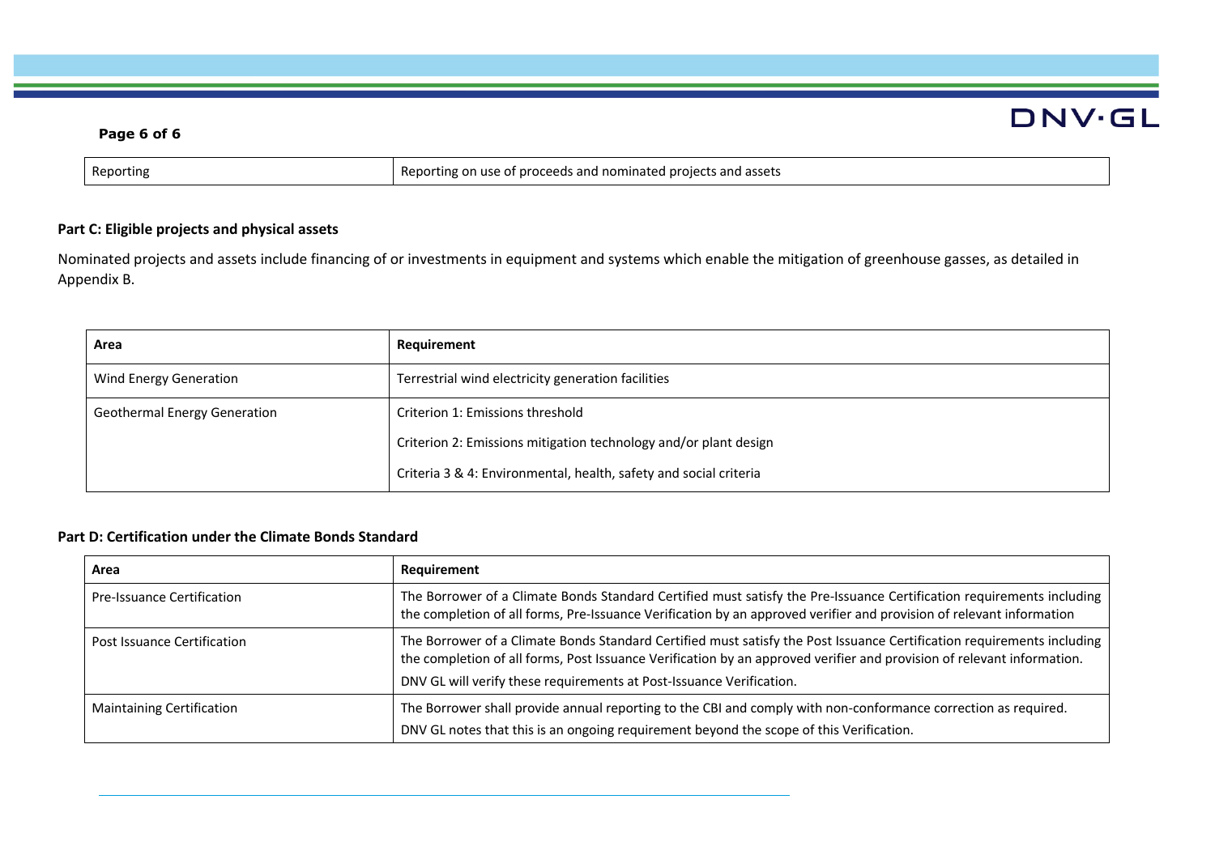| | |
|---|---|
| Reporting | Reporting on use of proceeds and nominated projects and assets |

**Part C: Eligible projects and physical assets**

Nominated projects and assets include financing of or investments in equipment and systems which enable the mitigation of greenhouse gasses, as detailed in Appendix B.

| Area | Requirement |
|---|---|
| Wind Energy Generation | Terrestrial wind electricity generation facilities |
| Geothermal Energy Generation | Criterion 1: Emissions threshold<br>Criterion 2: Emissions mitigation technology and/or plant design<br>Criteria 3 & 4: Environmental, health, safety and social criteria |

**Part D: Certification under the Climate Bonds Standard**

| Area | Requirement |
|---|---|
| Pre-Issuance Certification | The Borrower of a Climate Bonds Standard Certified must satisfy the Pre-Issuance Certification requirements including the completion of all forms, Pre-Issuance Verification by an approved verifier and provision of relevant information |
| Post Issuance Certification | The Borrower of a Climate Bonds Standard Certified must satisfy the Post Issuance Certification requirements including the completion of all forms, Post Issuance Verification by an approved verifier and provision of relevant information.<br>DNV GL will verify these requirements at Post-Issuance Verification. |
| Maintaining Certification | The Borrower shall provide annual reporting to the CBI and comply with non-conformance correction as required.<br>DNV GL notes that this is an ongoing requirement beyond the scope of this Verification. |